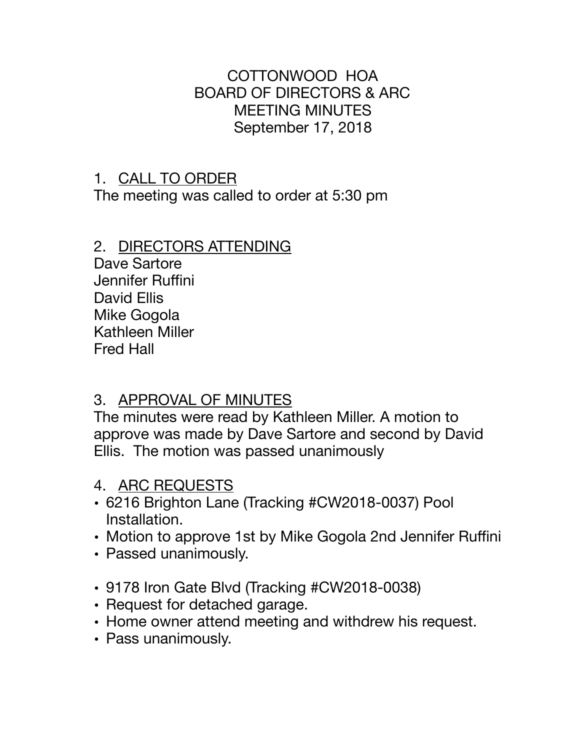# COTTONWOOD HOA
## BOARD OF DIRECTORS & ARC
## MEETING MINUTES
## September 17, 2018

1. <u>CALL TO ORDER</u>

The meeting was called to order at 5:30 pm

2. <u>DIRECTORS ATTENDING</u>

Dave Sartore
Jennifer Ruffini
David Ellis
Mike Gogola
Kathleen Miller
Fred Hall

3. <u>APPROVAL OF MINUTES</u>

The minutes were read by Kathleen Miller. A motion to approve was made by Dave Sartore and second by David Ellis. The motion was passed unanimously

4. <u>ARC REQUESTS</u>

- 6216 Brighton Lane (Tracking #CW2018-0037) Pool Installation.
- Motion to approve 1st by Mike Gogola 2nd Jennifer Ruffini
- Passed unanimously.

- 9178 Iron Gate Blvd (Tracking #CW2018-0038)
- Request for detached garage.
- Home owner attend meeting and withdrew his request.
- Pass unanimously.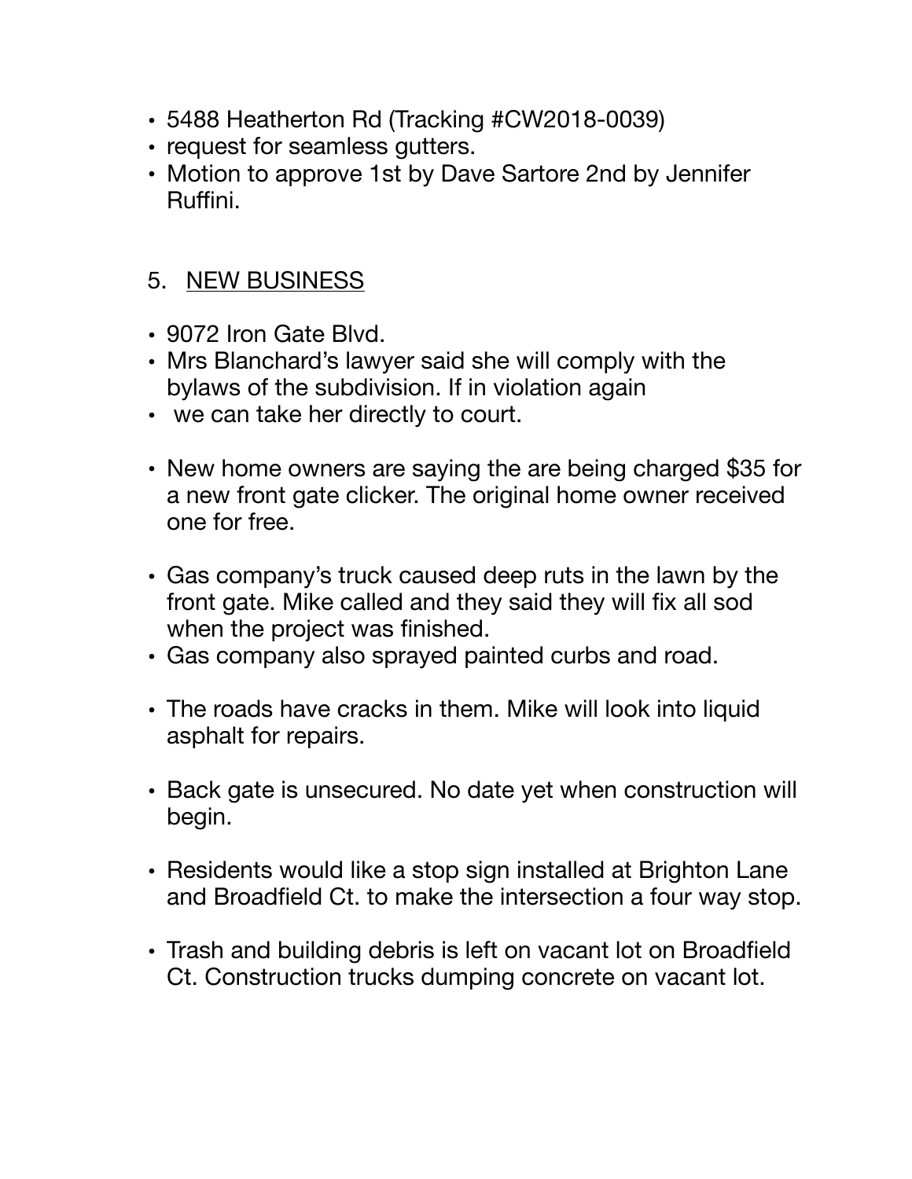- 5488 Heatherton Rd (Tracking #CW2018-0039)
- request for seamless gutters.
- Motion to approve 1st by Dave Sartore 2nd by Jennifer Ruffini.

## 5. NEW BUSINESS

- 9072 Iron Gate Blvd.
- Mrs Blanchard's lawyer said she will comply with the bylaws of the subdivision. If in violation again
- we can take her directly to court.

- New home owners are saying the are being charged $35 for a new front gate clicker. The original home owner received one for free.

- Gas company's truck caused deep ruts in the lawn by the front gate. Mike called and they said they will fix all sod when the project was finished.
- Gas company also sprayed painted curbs and road.

- The roads have cracks in them. Mike will look into liquid asphalt for repairs.

- Back gate is unsecured. No date yet when construction will begin.

- Residents would like a stop sign installed at Brighton Lane and Broadfield Ct. to make the intersection a four way stop.

- Trash and building debris is left on vacant lot on Broadfield Ct. Construction trucks dumping concrete on vacant lot.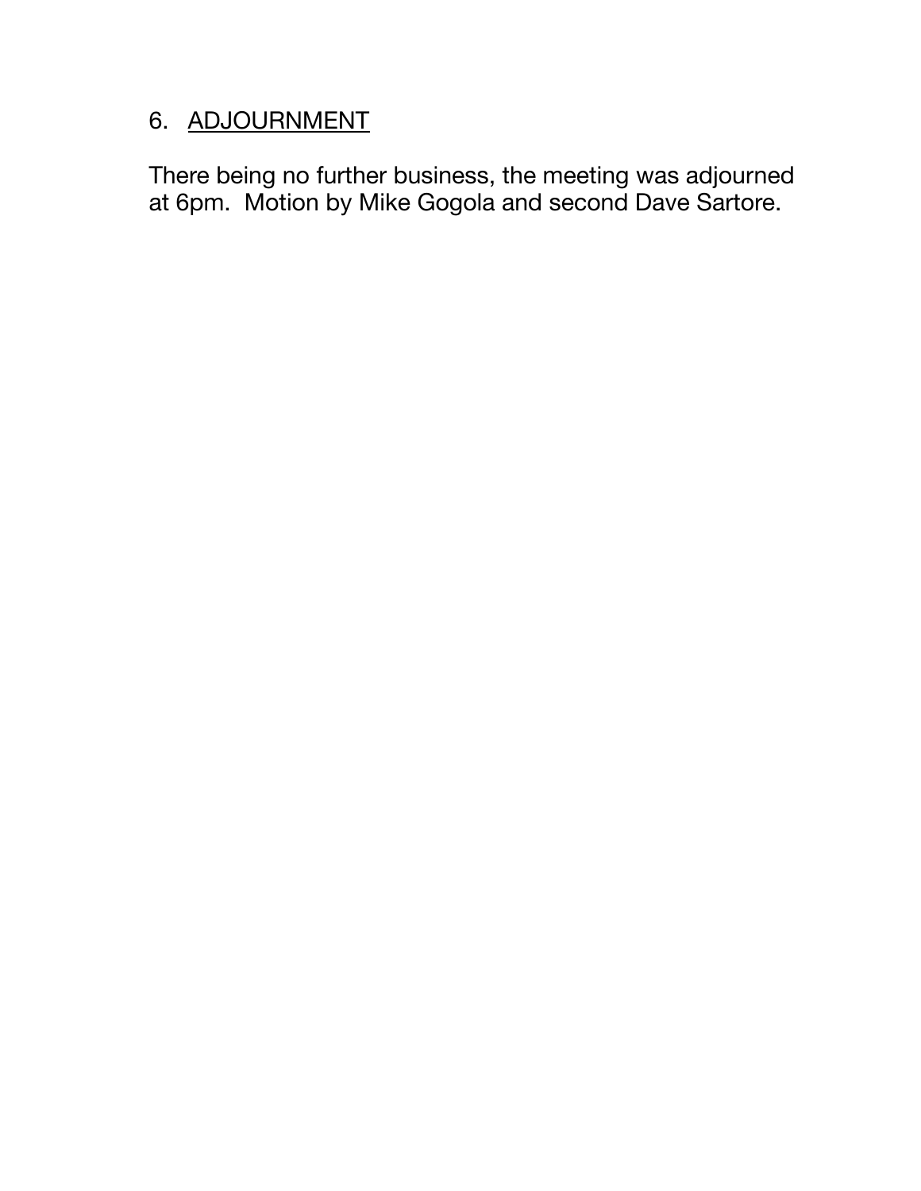## 6. ADJOURNMENT

There being no further business, the meeting was adjourned at 6pm. Motion by Mike Gogola and second Dave Sartore.